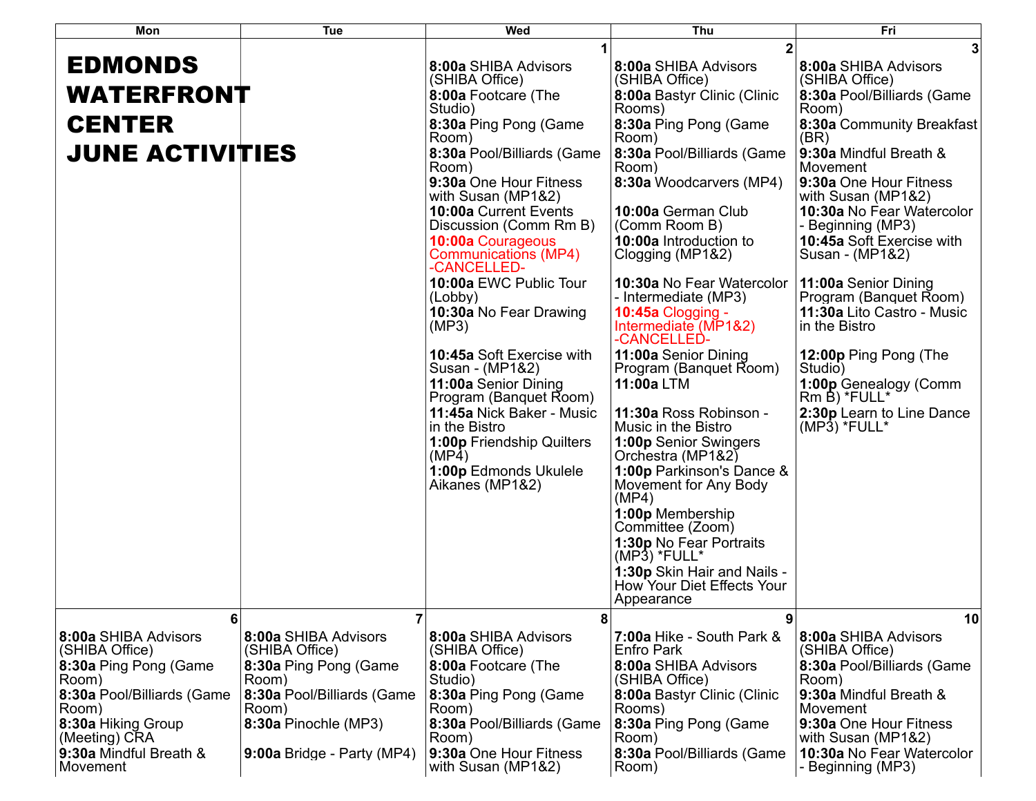# EDMONDS WATERFRONT CENTER JUNE ACTIVITIES

| Mon | Tue | Wed | Thu | Fri |
|---|---|---|---|---|
| | | **1**<br>**8:00a** SHIBA Advisors (SHIBA Office)<br>**8:00a** Footcare (The Studio)<br>**8:30a** Ping Pong (Game Room)<br>**8:30a** Pool/Billiards (Game Room)<br>**9:30a** One Hour Fitness with Susan (MP1&2)<br>**10:00a** Current Events Discussion (Comm Rm B)<br>**10:00a** Courageous Communications (MP4) -CANCELLED-<br>**10:00a** EWC Public Tour (Lobby)<br>**10:30a** No Fear Drawing (MP3)<br>**10:45a** Soft Exercise with Susan - (MP1&2)<br>**11:00a** Senior Dining Program (Banquet Room)<br>**11:45a** Nick Baker - Music in the Bistro<br>**1:00p** Friendship Quilters (MP4)<br>**1:00p** Edmonds Ukulele Aikanes (MP1&2) | **2**<br>**8:00a** SHIBA Advisors (SHIBA Office)<br>**8:00a** Bastyr Clinic (Clinic Rooms)<br>**8:30a** Ping Pong (Game Room)<br>**8:30a** Pool/Billiards (Game Room)<br>**8:30a** Woodcarvers (MP4)<br>**10:00a** German Club (Comm Room B)<br>**10:00a** Introduction to Clogging (MP1&2)<br>**10:30a** No Fear Watercolor - Intermediate (MP3)<br>**10:45a** Clogging - Intermediate (MP1&2) -CANCELLED-<br>**11:00a** Senior Dining Program (Banquet Room)<br>**11:00a** LTM<br>**11:30a** Ross Robinson - Music in the Bistro<br>**1:00p** Senior Swingers Orchestra (MP1&2)<br>**1:00p** Parkinson's Dance & Movement for Any Body (MP4)<br>**1:00p** Membership Committee (Zoom)<br>**1:30p** No Fear Portraits (MP3) *FULL*<br>**1:30p** Skin Hair and Nails - How Your Diet Effects Your Appearance | **3**<br>**8:00a** SHIBA Advisors (SHIBA Office)<br>**8:30a** Pool/Billiards (Game Room)<br>**8:30a** Community Breakfast (BR)<br>**9:30a** Mindful Breath & Movement<br>**9:30a** One Hour Fitness with Susan (MP1&2)<br>**10:30a** No Fear Watercolor - Beginning (MP3)<br>**10:45a** Soft Exercise with Susan - (MP1&2)<br>**11:00a** Senior Dining Program (Banquet Room)<br>**11:30a** Lito Castro - Music in the Bistro<br>**12:00p** Ping Pong (The Studio)<br>**1:00p** Genealogy (Comm Rm B) *FULL*<br>**2:30p** Learn to Line Dance (MP3) *FULL* |
| **6**<br>**8:00a** SHIBA Advisors (SHIBA Office)<br>**8:30a** Ping Pong (Game Room)<br>**8:30a** Pool/Billiards (Game Room)<br>**8:30a** Hiking Group (Meeting) CRA<br>**9:30a** Mindful Breath & Movement | **7**<br>**8:00a** SHIBA Advisors (SHIBA Office)<br>**8:30a** Ping Pong (Game Room)<br>**8:30a** Pool/Billiards (Game Room)<br>**8:30a** Pinochle (MP3)<br>**9:00a** Bridge - Party (MP4) | **8**<br>**8:00a** SHIBA Advisors (SHIBA Office)<br>**8:00a** Footcare (The Studio)<br>**8:30a** Ping Pong (Game Room)<br>**8:30a** Pool/Billiards (Game Room)<br>**9:30a** One Hour Fitness with Susan (MP1&2) | **9**<br>**7:00a** Hike - South Park & Enfro Park<br>**8:00a** SHIBA Advisors (SHIBA Office)<br>**8:00a** Bastyr Clinic (Clinic Rooms)<br>**8:30a** Ping Pong (Game Room)<br>**8:30a** Pool/Billiards (Game Room) | **10**<br>**8:00a** SHIBA Advisors (SHIBA Office)<br>**8:30a** Pool/Billiards (Game Room)<br>**9:30a** Mindful Breath & Movement<br>**9:30a** One Hour Fitness with Susan (MP1&2)<br>**10:30a** No Fear Watercolor - Beginning (MP3) |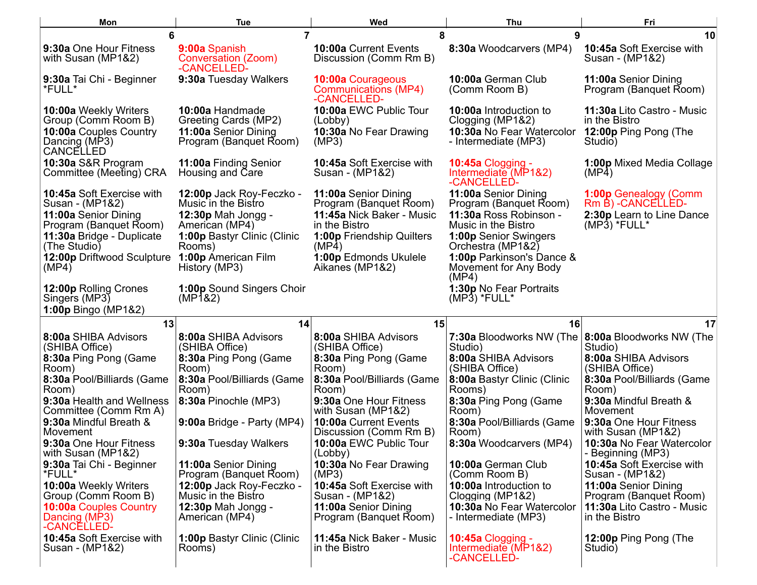| Mon | Tue | Wed | Thu | Fri |
| --- | --- | --- | --- | --- |
| **6** | **7** | **8** | **9** | **10** |
| **9:30a** One Hour Fitness with Susan (MP1&2)<br>**9:30a** Tai Chi - Beginner *FULL*<br>**10:00a** Weekly Writers Group (Comm Room B)<br>**10:00a** Couples Country Dancing (MP3) CANCELLED<br>**10:30a** S&R Program Committee (Meeting) CRA<br>**10:45a** Soft Exercise with Susan - (MP1&2)<br>**11:00a** Senior Dining Program (Banquet Room)<br>**11:30a** Bridge - Duplicate (The Studio)<br>**12:00p** Driftwood Sculpture (MP4)<br>**12:00p** Rolling Crones Singers (MP3)<br>**1:00p** Bingo (MP1&2) | **9:00a** Spanish Conversation (Zoom) -CANCELLED-<br>**9:30a** Tuesday Walkers<br>**10:00a** Handmade Greeting Cards (MP2)<br>**11:00a** Senior Dining Program (Banquet Room)<br>**11:00a** Finding Senior Housing and Care<br>**12:00p** Jack Roy-Feczko - Music in the Bistro<br>**12:30p** Mah Jongg - American (MP4)<br>**1:00p** Bastyr Clinic (Clinic Rooms)<br>**1:00p** American Film History (MP3)<br>**1:00p** Sound Singers Choir (MP1&2) | **10:00a** Current Events Discussion (Comm Rm B)<br>**10:00a** Courageous Communications (MP4) -CANCELLED-<br>**10:00a** EWC Public Tour (Lobby)<br>**10:30a** No Fear Drawing (MP3)<br>**10:45a** Soft Exercise with Susan - (MP1&2)<br>**11:00a** Senior Dining Program (Banquet Room)<br>**11:45a** Nick Baker - Music in the Bistro<br>**1:00p** Friendship Quilters (MP4)<br>**1:00p** Edmonds Ukulele Aikanes (MP1&2) | **8:30a** Woodcarvers (MP4)<br>**10:00a** German Club (Comm Room B)<br>**10:00a** Introduction to Clogging (MP1&2)<br>**10:30a** No Fear Watercolor - Intermediate (MP3)<br>**10:45a** Clogging - Intermediate (MP1&2) -CANCELLED-<br>**11:00a** Senior Dining Program (Banquet Room)<br>**11:30a** Ross Robinson - Music in the Bistro<br>**1:00p** Senior Swingers Orchestra (MP1&2)<br>**1:00p** Parkinson's Dance & Movement for Any Body (MP4)<br>**1:30p** No Fear Portraits (MP3) *FULL* | **10:45a** Soft Exercise with Susan - (MP1&2)<br>**11:00a** Senior Dining Program (Banquet Room)<br>**11:30a** Lito Castro - Music in the Bistro<br>**12:00p** Ping Pong (The Studio)<br>**1:00p** Mixed Media Collage (MP4)<br>**1:00p** Genealogy (Comm Rm B) -CANCELLED-<br>**2:30p** Learn to Line Dance (MP3) *FULL* |
| **13** | **14** | **15** | **16** | **17** |
| **8:00a** SHIBA Advisors (SHIBA Office)<br>**8:30a** Ping Pong (Game Room)<br>**8:30a** Pool/Billiards (Game Room)<br>**9:30a** Health and Wellness Committee (Comm Rm A)<br>**9:30a** Mindful Breath & Movement<br>**9:30a** One Hour Fitness with Susan (MP1&2)<br>**9:30a** Tai Chi - Beginner *FULL*<br>**10:00a** Weekly Writers Group (Comm Room B)<br>**10:00a** Couples Country Dancing (MP3) -CANCELLED-<br>**10:45a** Soft Exercise with Susan - (MP1&2) | **8:00a** SHIBA Advisors (SHIBA Office)<br>**8:30a** Ping Pong (Game Room)<br>**8:30a** Pool/Billiards (Game Room)<br>**8:30a** Pinochle (MP3)<br>**9:00a** Bridge - Party (MP4)<br>**9:30a** Tuesday Walkers<br>**11:00a** Senior Dining Program (Banquet Room)<br>**12:00p** Jack Roy-Feczko - Music in the Bistro<br>**12:30p** Mah Jongg - American (MP4)<br>**1:00p** Bastyr Clinic (Clinic Rooms) | **8:00a** SHIBA Advisors (SHIBA Office)<br>**8:30a** Ping Pong (Game Room)<br>**8:30a** Pool/Billiards (Game Room)<br>**9:30a** One Hour Fitness with Susan (MP1&2)<br>**10:00a** Current Events Discussion (Comm Rm B)<br>**10:00a** EWC Public Tour (Lobby)<br>**10:30a** No Fear Drawing (MP3)<br>**10:45a** Soft Exercise with Susan - (MP1&2)<br>**11:00a** Senior Dining Program (Banquet Room)<br>**11:45a** Nick Baker - Music in the Bistro | **7:30a** Bloodworks NW (The Studio)<br>**8:00a** SHIBA Advisors (SHIBA Office)<br>**8:00a** Bastyr Clinic (Clinic Rooms)<br>**8:30a** Ping Pong (Game Room)<br>**8:30a** Pool/Billiards (Game Room)<br>**8:30a** Woodcarvers (MP4)<br>**10:00a** German Club (Comm Room B)<br>**10:00a** Introduction to Clogging (MP1&2)<br>**10:30a** No Fear Watercolor - Intermediate (MP3)<br>**10:45a** Clogging - Intermediate (MP1&2) -CANCELLED- | **8:00a** Bloodworks NW (The Studio)<br>**8:00a** SHIBA Advisors (SHIBA Office)<br>**8:30a** Pool/Billiards (Game Room)<br>**9:30a** Mindful Breath & Movement<br>**9:30a** One Hour Fitness with Susan (MP1&2)<br>**10:30a** No Fear Watercolor - Beginning (MP3)<br>**10:45a** Soft Exercise with Susan - (MP1&2)<br>**11:00a** Senior Dining Program (Banquet Room)<br>**11:30a** Lito Castro - Music in the Bistro<br>**12:00p** Ping Pong (The Studio) |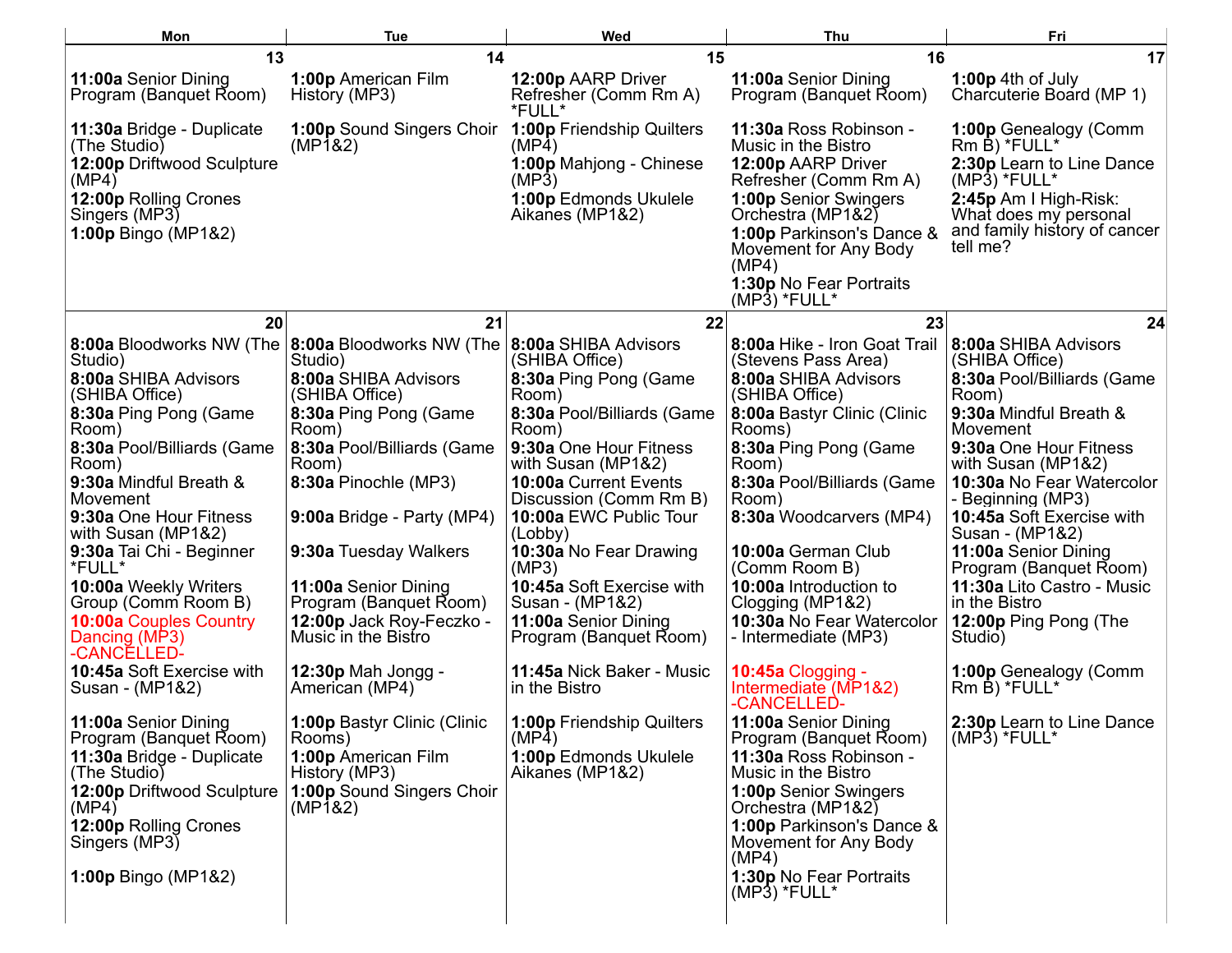| Mon | Tue | Wed | Thu | Fri |
|---|---|---|---|---|
| **13**<br>**11:00a** Senior Dining Program (Banquet Room)<br>**11:30a** Bridge - Duplicate (The Studio)<br>**12:00p** Driftwood Sculpture (MP4)<br>**12:00p** Rolling Crones Singers (MP3)<br>**1:00p** Bingo (MP1&2) | **14**<br>**1:00p** American Film History (MP3)<br>**1:00p** Sound Singers Choir (MP1&2) | **15**<br>**12:00p** AARP Driver Refresher (Comm Rm A) *FULL*<br>**1:00p** Friendship Quilters (MP4)<br>**1:00p** Mahjong - Chinese (MP3)<br>**1:00p** Edmonds Ukulele Aikanes (MP1&2) | **16**<br>**11:00a** Senior Dining Program (Banquet Room)<br>**11:30a** Ross Robinson - Music in the Bistro<br>**12:00p** AARP Driver Refresher (Comm Rm A)<br>**1:00p** Senior Swingers Orchestra (MP1&2)<br>**1:00p** Parkinson's Dance & Movement for Any Body (MP4)<br>**1:30p** No Fear Portraits (MP3) *FULL* | **17**<br>**1:00p** 4th of July Charcuterie Board (MP 1)<br>**1:00p** Genealogy (Comm Rm B) *FULL*<br>**2:30p** Learn to Line Dance (MP3) *FULL*<br>**2:45p** Am I High-Risk: What does my personal and family history of cancer tell me? |
| **20**<br>**8:00a** Bloodworks NW (The Studio)<br>**8:00a** SHIBA Advisors (SHIBA Office)<br>**8:30a** Ping Pong (Game Room)<br>**8:30a** Pool/Billiards (Game Room)<br>**9:30a** Mindful Breath & Movement<br>**9:30a** One Hour Fitness with Susan (MP1&2)<br>**9:30a** Tai Chi - Beginner *FULL*<br>**10:00a** Weekly Writers Group (Comm Room B)<br>**10:00a** Couples Country Dancing (MP3) -CANCELLED-<br>**10:45a** Soft Exercise with Susan - (MP1&2)<br>**11:00a** Senior Dining Program (Banquet Room)<br>**11:30a** Bridge - Duplicate (The Studio)<br>**12:00p** Driftwood Sculpture (MP4)<br>**12:00p** Rolling Crones Singers (MP3)<br>**1:00p** Bingo (MP1&2) | **21**<br>**8:00a** Bloodworks NW (The Studio)<br>**8:00a** SHIBA Advisors (SHIBA Office)<br>**8:30a** Ping Pong (Game Room)<br>**8:30a** Pool/Billiards (Game Room)<br>**8:30a** Pinochle (MP3)<br>**9:00a** Bridge - Party (MP4)<br>**9:30a** Tuesday Walkers<br>**11:00a** Senior Dining Program (Banquet Room)<br>**12:00p** Jack Roy-Feczko - Music in the Bistro<br>**12:30p** Mah Jongg - American (MP4)<br>**1:00p** Bastyr Clinic (Clinic Rooms)<br>**1:00p** American Film History (MP3)<br>**1:00p** Sound Singers Choir (MP1&2) | **22**<br>**8:00a** SHIBA Advisors (SHIBA Office)<br>**8:30a** Ping Pong (Game Room)<br>**8:30a** Pool/Billiards (Game Room)<br>**9:30a** One Hour Fitness with Susan (MP1&2)<br>**10:00a** Current Events Discussion (Comm Rm B)<br>**10:00a** EWC Public Tour (Lobby)<br>**10:30a** No Fear Drawing (MP3)<br>**10:45a** Soft Exercise with Susan - (MP1&2)<br>**11:00a** Senior Dining Program (Banquet Room)<br>**11:45a** Nick Baker - Music in the Bistro<br>**1:00p** Friendship Quilters (MP4)<br>**1:00p** Edmonds Ukulele Aikanes (MP1&2) | **23**<br>**8:00a** Hike - Iron Goat Trail (Stevens Pass Area)<br>**8:00a** SHIBA Advisors (SHIBA Office)<br>**8:00a** Bastyr Clinic (Clinic Rooms)<br>**8:30a** Ping Pong (Game Room)<br>**8:30a** Pool/Billiards (Game Room)<br>**8:30a** Woodcarvers (MP4)<br>**10:00a** German Club (Comm Room B)<br>**10:00a** Introduction to Clogging (MP1&2)<br>**10:30a** No Fear Watercolor - Intermediate (MP3)<br>**10:45a** Clogging - Intermediate (MP1&2) -CANCELLED-<br>**11:00a** Senior Dining Program (Banquet Room)<br>**11:30a** Ross Robinson - Music in the Bistro<br>**1:00p** Senior Swingers Orchestra (MP1&2)<br>**1:00p** Parkinson's Dance & Movement for Any Body (MP4)<br>**1:30p** No Fear Portraits (MP3) *FULL* | **24**<br>**8:00a** SHIBA Advisors (SHIBA Office)<br>**8:30a** Pool/Billiards (Game Room)<br>**9:30a** Mindful Breath & Movement<br>**9:30a** One Hour Fitness with Susan (MP1&2)<br>**10:30a** No Fear Watercolor - Beginning (MP3)<br>**10:45a** Soft Exercise with Susan - (MP1&2)<br>**11:00a** Senior Dining Program (Banquet Room)<br>**11:30a** Lito Castro - Music in the Bistro<br>**12:00p** Ping Pong (The Studio)<br>**1:00p** Genealogy (Comm Rm B) *FULL*<br>**2:30p** Learn to Line Dance (MP3) *FULL* |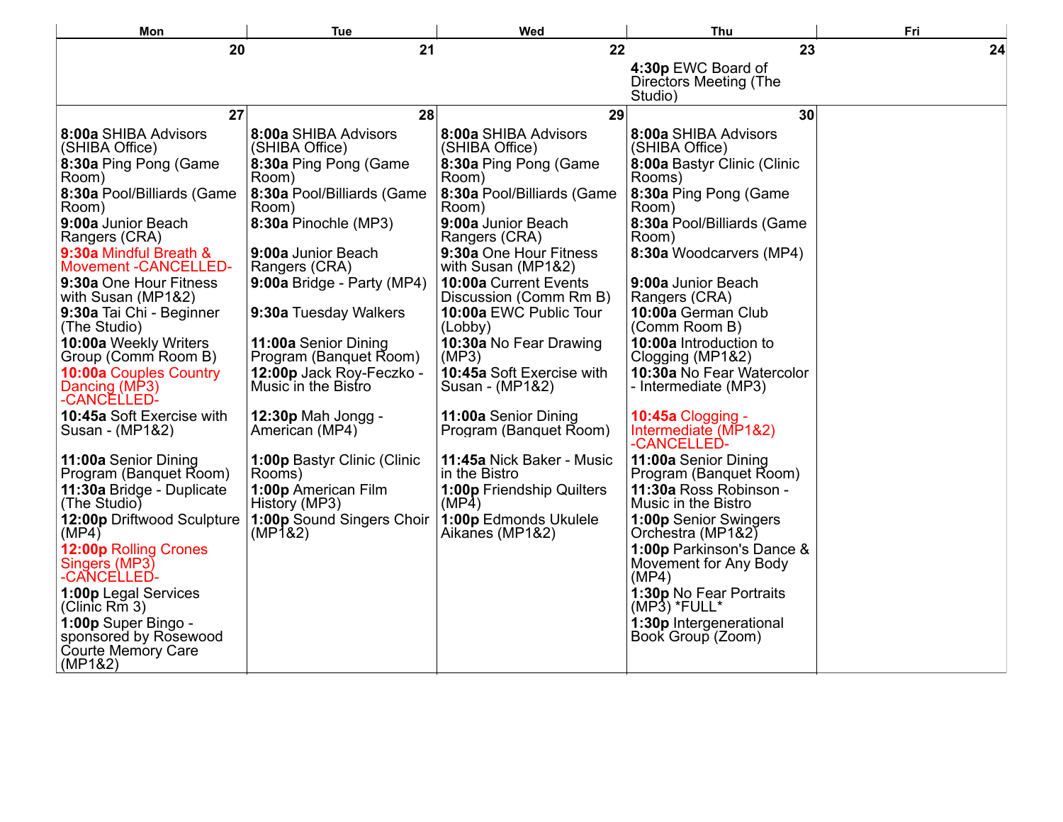| Mon | Tue | Wed | Thu | Fri |
|---|---|---|---|---|
| 20 | 21 | 22 | 23<br>**4:30p** EWC Board of Directors Meeting (The Studio) | 24 |
| 27<br>**8:00a** SHIBA Advisors (SHIBA Office)<br>**8:30a** Ping Pong (Game Room)<br>**8:30a** Pool/Billiards (Game Room)<br>**9:00a** Junior Beach Rangers (CRA)<br>**9:30a** Mindful Breath & Movement -CANCELLED-<br>**9:30a** One Hour Fitness with Susan (MP1&2)<br>**9:30a** Tai Chi - Beginner (The Studio)<br>**10:00a** Weekly Writers Group (Comm Room B)<br>**10:00a** Couples Country Dancing (MP3) -CANCELLED-<br>**10:45a** Soft Exercise with Susan - (MP1&2)<br>**11:00a** Senior Dining Program (Banquet Room)<br>**11:30a** Bridge - Duplicate (The Studio)<br>**12:00p** Driftwood Sculpture (MP4)<br>**12:00p** Rolling Crones Singers (MP3) -CANCELLED-<br>**1:00p** Legal Services (Clinic Rm 3)<br>**1:00p** Super Bingo - sponsored by Rosewood Courte Memory Care (MP1&2) | 28<br>**8:00a** SHIBA Advisors (SHIBA Office)<br>**8:30a** Ping Pong (Game Room)<br>**8:30a** Pool/Billiards (Game Room)<br>**8:30a** Pinochle (MP3)<br>**9:00a** Junior Beach Rangers (CRA)<br>**9:00a** Bridge - Party (MP4)<br>**9:30a** Tuesday Walkers<br>**11:00a** Senior Dining Program (Banquet Room)<br>**12:00p** Jack Roy-Feczko - Music in the Bistro<br>**12:30p** Mah Jongg - American (MP4)<br>**1:00p** Bastyr Clinic (Clinic Rooms)<br>**1:00p** American Film History (MP3)<br>**1:00p** Sound Singers Choir (MP1&2) | 29<br>**8:00a** SHIBA Advisors (SHIBA Office)<br>**8:30a** Ping Pong (Game Room)<br>**8:30a** Pool/Billiards (Game Room)<br>**9:00a** Junior Beach Rangers (CRA)<br>**9:30a** One Hour Fitness with Susan (MP1&2)<br>**10:00a** Current Events Discussion (Comm Rm B)<br>**10:00a** EWC Public Tour (Lobby)<br>**10:30a** No Fear Drawing (MP3)<br>**10:45a** Soft Exercise with Susan - (MP1&2)<br>**11:00a** Senior Dining Program (Banquet Room)<br>**11:45a** Nick Baker - Music in the Bistro<br>**1:00p** Friendship Quilters (MP4)<br>**1:00p** Edmonds Ukulele Aikanes (MP1&2) | 30<br>**8:00a** SHIBA Advisors (SHIBA Office)<br>**8:00a** Bastyr Clinic (Clinic Rooms)<br>**8:30a** Ping Pong (Game Room)<br>**8:30a** Pool/Billiards (Game Room)<br>**8:30a** Woodcarvers (MP4)<br>**9:00a** Junior Beach Rangers (CRA)<br>**10:00a** German Club (Comm Room B)<br>**10:00a** Introduction to Clogging (MP1&2)<br>**10:30a** No Fear Watercolor - Intermediate (MP3)<br>**10:45a** Clogging - Intermediate (MP1&2) -CANCELLED-<br>**11:00a** Senior Dining Program (Banquet Room)<br>**11:30a** Ross Robinson - Music in the Bistro<br>**1:00p** Senior Swingers Orchestra (MP1&2)<br>**1:00p** Parkinson's Dance & Movement for Any Body (MP4)<br>**1:30p** No Fear Portraits (MP3) *FULL*<br>**1:30p** Intergenerational Book Group (Zoom) | |